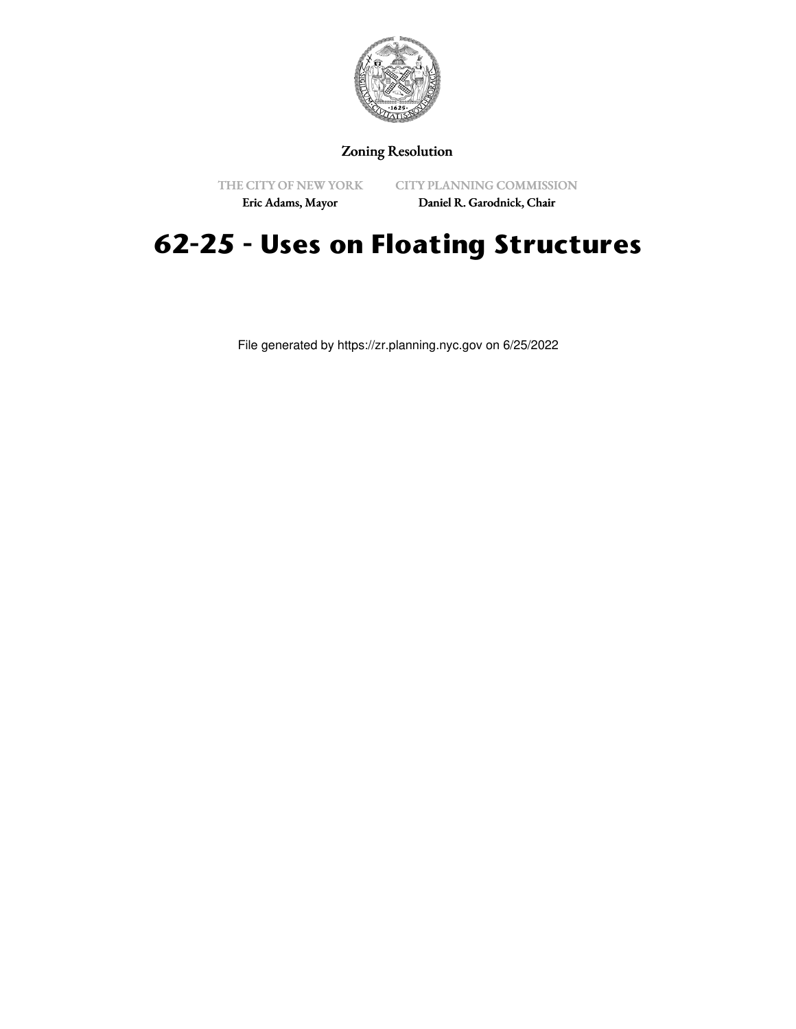Zoning Resolution

THE CITY OF NEW YORK
Eric Adams, Mayor

CITY PLANNING COMMISSION
Daniel R. Garodnick, Chair

# 62-25 - Uses on Floating Structures

File generated by https://zr.planning.nyc.gov on 6/25/2022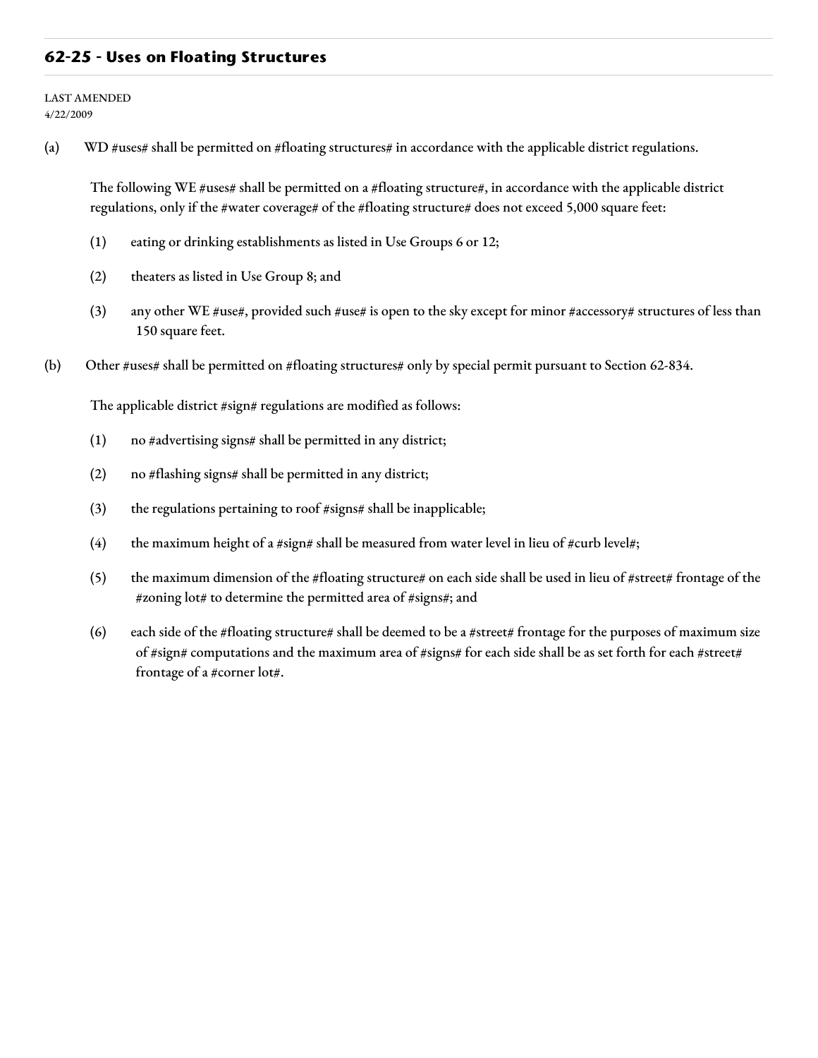## 62-25 - Uses on Floating Structures

LAST AMENDED
4/22/2009

(a) WD #uses# shall be permitted on #floating structures# in accordance with the applicable district regulations.

The following WE #uses# shall be permitted on a #floating structure#, in accordance with the applicable district regulations, only if the #water coverage# of the #floating structure# does not exceed 5,000 square feet:

(1) eating or drinking establishments as listed in Use Groups 6 or 12;

(2) theaters as listed in Use Group 8; and

(3) any other WE #use#, provided such #use# is open to the sky except for minor #accessory# structures of less than 150 square feet.

(b) Other #uses# shall be permitted on #floating structures# only by special permit pursuant to Section 62-834.

The applicable district #sign# regulations are modified as follows:

(1) no #advertising signs# shall be permitted in any district;

(2) no #flashing signs# shall be permitted in any district;

(3) the regulations pertaining to roof #signs# shall be inapplicable;

(4) the maximum height of a #sign# shall be measured from water level in lieu of #curb level#;

(5) the maximum dimension of the #floating structure# on each side shall be used in lieu of #street# frontage of the #zoning lot# to determine the permitted area of #signs#; and

(6) each side of the #floating structure# shall be deemed to be a #street# frontage for the purposes of maximum size of #sign# computations and the maximum area of #signs# for each side shall be as set forth for each #street# frontage of a #corner lot#.